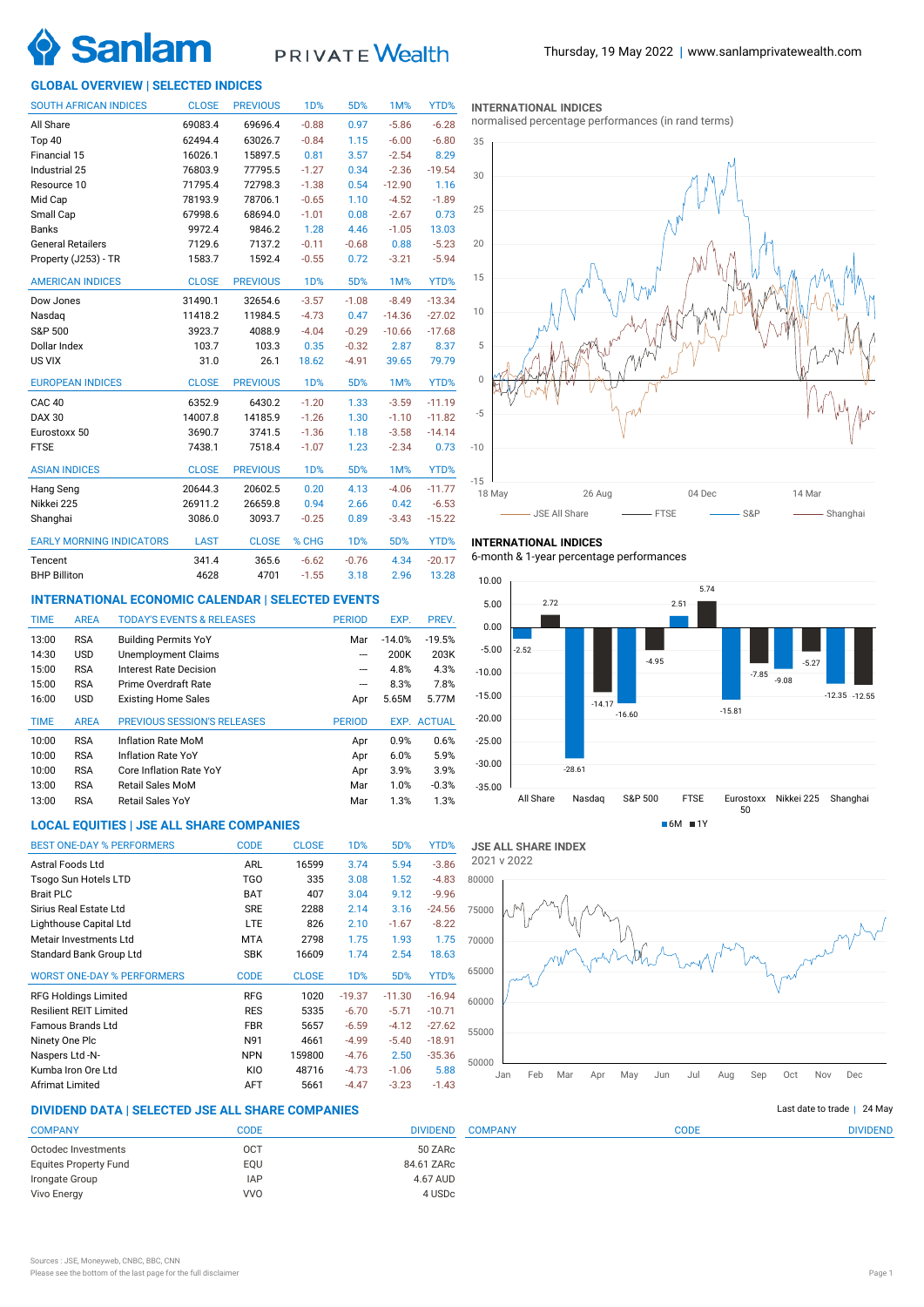Thursday, 19 May 2022 | www.sanlamprivatewealth.com

## GLOBAL OVERVIEW | SELECTED INDICES

| SOUTH AFRICAN INDICES | CLOSE | PREVIOUS | 1D% | 5D% | 1M% | YTD% |
|---|---|---|---|---|---|---|
| All Share | 69083.4 | 69696.4 | -0.88 | 0.97 | -5.86 | -6.28 |
| Top 40 | 62494.4 | 63026.7 | -0.84 | 1.15 | -6.00 | -6.80 |
| Financial 15 | 16026.1 | 15897.5 | 0.81 | 3.57 | -2.54 | 8.29 |
| Industrial 25 | 76803.9 | 77795.5 | -1.27 | 0.34 | -2.36 | -19.54 |
| Resource 10 | 71795.4 | 72798.3 | -1.38 | 0.54 | -12.90 | 1.16 |
| Mid Cap | 78193.9 | 78706.1 | -0.65 | 1.10 | -4.52 | -1.89 |
| Small Cap | 67998.6 | 68694.0 | -1.01 | 0.08 | -2.67 | 0.73 |
| Banks | 9972.4 | 9846.2 | 1.28 | 4.46 | -1.05 | 13.03 |
| General Retailers | 7129.6 | 7137.2 | -0.11 | -0.68 | 0.88 | -5.23 |
| Property (J253) - TR | 1583.7 | 1592.4 | -0.55 | 0.72 | -3.21 | -5.94 |

| AMERICAN INDICES | CLOSE | PREVIOUS | 1D% | 5D% | 1M% | YTD% |
|---|---|---|---|---|---|---|
| Dow Jones | 31490.1 | 32654.6 | -3.57 | -1.08 | -8.49 | -13.34 |
| Nasdaq | 11418.2 | 11984.5 | -4.73 | 0.47 | -14.36 | -27.02 |
| S&P 500 | 3923.7 | 4088.9 | -4.04 | -0.29 | -10.66 | -17.68 |
| Dollar Index | 103.7 | 103.3 | 0.35 | -0.32 | 2.87 | 8.37 |
| US VIX | 31.0 | 26.1 | 18.62 | -4.91 | 39.65 | 79.79 |

| EUROPEAN INDICES | CLOSE | PREVIOUS | 1D% | 5D% | 1M% | YTD% |
|---|---|---|---|---|---|---|
| CAC 40 | 6352.9 | 6430.2 | -1.20 | 1.33 | -3.59 | -11.19 |
| DAX 30 | 14007.8 | 14185.9 | -1.26 | 1.30 | -1.10 | -11.82 |
| Eurostoxx 50 | 3690.7 | 3741.5 | -1.36 | 1.18 | -3.58 | -14.14 |
| FTSE | 7438.1 | 7518.4 | -1.07 | 1.23 | -2.34 | 0.73 |

| ASIAN INDICES | CLOSE | PREVIOUS | 1D% | 5D% | 1M% | YTD% |
|---|---|---|---|---|---|---|
| Hang Seng | 20644.3 | 20602.5 | 0.20 | 4.13 | -4.06 | -11.77 |
| Nikkei 225 | 26911.2 | 26659.8 | 0.94 | 2.66 | 0.42 | -6.53 |
| Shanghai | 3086.0 | 3093.7 | -0.25 | 0.89 | -3.43 | -15.22 |

| EARLY MORNING INDICATORS | LAST | CLOSE | % CHG | 5D% | 1M% | YTD% |
|---|---|---|---|---|---|---|
| Tencent | 341.4 | 365.6 | -6.62 | -0.76 | 4.34 | -20.17 |
| BHP Billiton | 4628 | 4701 | -1.55 | 3.18 | 2.96 | 13.28 |

**INTERNATIONAL INDICES**
normalised percentage performances (in rand terms)

Legend: JSE All Share, FTSE, S&P, Shanghai

**INTERNATIONAL INDICES**
6-month & 1-year percentage performances

| Index | 6M | 1Y |
|---|---|---|
| All Share | -2.52 | 2.72 |
| Nasdaq | -28.61 | -14.17 |
| S&P 500 | -16.60 | -4.95 |
| FTSE | 2.51 | 5.74 |
| Eurostoxx 50 | -15.81 | -7.85 |
| Nikkei 225 | -9.08 | -5.27 |
| Shanghai | -12.35 | -12.55 |

## INTERNATIONAL ECONOMIC CALENDAR | SELECTED EVENTS

| TIME | AREA | TODAY'S EVENTS & RELEASES | PERIOD | EXP. | PREV. |
|---|---|---|---|---|---|
| 13:00 | RSA | Building Permits YoY | Mar | -14.0% | -19.5% |
| 14:30 | USD | Unemployment Claims | --- | 200K | 203K |
| 15:00 | RSA | Interest Rate Decision | --- | 4.8% | 4.3% |
| 15:00 | RSA | Prime Overdraft Rate | --- | 8.3% | 7.8% |
| 16:00 | USD | Existing Home Sales | Apr | 5.65M | 5.77M |

| TIME | AREA | PREVIOUS SESSION'S RELEASES | PERIOD | EXP. | ACTUAL |
|---|---|---|---|---|---|
| 10:00 | RSA | Inflation Rate MoM | Apr | 0.9% | 0.6% |
| 10:00 | RSA | Inflation Rate YoY | Apr | 6.0% | 5.9% |
| 10:00 | RSA | Core Inflation Rate YoY | Apr | 3.9% | 3.9% |
| 13:00 | RSA | Retail Sales MoM | Mar | 1.0% | -0.3% |
| 13:00 | RSA | Retail Sales YoY | Mar | 1.3% | 1.3% |

## LOCAL EQUITIES | JSE ALL SHARE COMPANIES

| BEST ONE-DAY % PERFORMERS | CODE | CLOSE | 1D% | 5D% | YTD% |
|---|---|---|---|---|---|
| Astral Foods Ltd | ARL | 16599 | 3.74 | 5.94 | -3.86 |
| Tsogo Sun Hotels LTD | TGO | 335 | 3.08 | 1.52 | -4.83 |
| Brait PLC | BAT | 407 | 3.04 | 9.12 | -9.96 |
| Sirius Real Estate Ltd | SRE | 2288 | 2.14 | 3.16 | -24.56 |
| Lighthouse Capital Ltd | LTE | 826 | 2.10 | -1.67 | -8.22 |
| Metair Investments Ltd | MTA | 2798 | 1.75 | 1.93 | 1.75 |
| Standard Bank Group Ltd | SBK | 16609 | 1.74 | 2.54 | 18.63 |

| WORST ONE-DAY % PERFORMERS | CODE | CLOSE | 1D% | 5D% | YTD% |
|---|---|---|---|---|---|
| RFG Holdings Limited | RFG | 1020 | -19.37 | -11.30 | -16.94 |
| Resilient REIT Limited | RES | 5335 | -6.70 | -5.71 | -10.71 |
| Famous Brands Ltd | FBR | 5657 | -6.59 | -4.12 | -27.62 |
| Ninety One Plc | N91 | 4661 | -4.99 | -5.40 | -18.91 |
| Naspers Ltd -N- | NPN | 159800 | -4.76 | 2.50 | -35.36 |
| Kumba Iron Ore Ltd | KIO | 48716 | -4.73 | -1.06 | 5.88 |
| Afrimat Limited | AFT | 5661 | -4.47 | -3.23 | -1.43 |

**JSE ALL SHARE INDEX**
2021 v 2022

## DIVIDEND DATA | SELECTED JSE ALL SHARE COMPANIES

Last date to trade | 24 May

| COMPANY | CODE | DIVIDEND |
|---|---|---|
| Octodec Investments | OCT | 50 ZARc |
| Equites Property Fund | EQU | 84.61 ZARc |
| Irongate Group | IAP | 4.67 AUD |
| Vivo Energy | VVO | 4 USDc |

Sources : JSE, Moneyweb, CNBC, BBC, CNN
Please see the bottom of the last page for the full disclaimer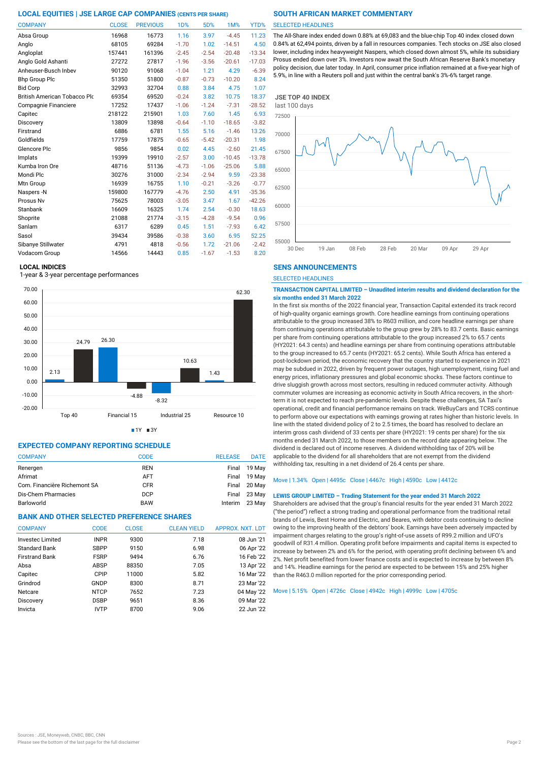## LOCAL EQUITIES | JSE LARGE CAP COMPANIES (CENTS PER SHARE)

| COMPANY | CLOSE | PREVIOUS | 1D% | 5D% | 1M% | YTD% |
|---|---|---|---|---|---|---|
| Absa Group | 16968 | 16773 | 1.16 | 3.97 | -4.45 | 11.23 |
| Anglo | 68105 | 69284 | -1.70 | 1.02 | -14.51 | 4.50 |
| Angloplat | 157441 | 161396 | -2.45 | -2.54 | -20.48 | -13.34 |
| Anglo Gold Ashanti | 27272 | 27817 | -1.96 | -3.56 | -20.61 | -17.03 |
| Anheuser-Busch Inbev | 90120 | 91068 | -1.04 | 1.21 | 4.29 | -6.39 |
| Bhp Group Plc | 51350 | 51800 | -0.87 | -0.73 | -10.20 | 8.24 |
| Bid Corp | 32993 | 32704 | 0.88 | 3.84 | 4.75 | 1.07 |
| British American Tobacco Plc | 69354 | 69520 | -0.24 | 3.82 | 10.75 | 18.37 |
| Compagnie Financiere | 17252 | 17437 | -1.06 | -1.24 | -7.31 | -28.52 |
| Capitec | 218122 | 215901 | 1.03 | 7.60 | 1.45 | 6.93 |
| Discovery | 13809 | 13898 | -0.64 | -1.10 | -18.65 | -3.82 |
| Firstrand | 6886 | 6781 | 1.55 | 5.16 | -1.46 | 13.26 |
| Goldfields | 17759 | 17875 | -0.65 | -5.42 | -20.31 | 1.98 |
| Glencore Plc | 9856 | 9854 | 0.02 | 4.45 | -2.60 | 21.45 |
| Implats | 19399 | 19910 | -2.57 | 3.00 | -10.45 | -13.78 |
| Kumba Iron Ore | 48716 | 51136 | -4.73 | -1.06 | -25.06 | 5.88 |
| Mondi Plc | 30276 | 31000 | -2.34 | -2.94 | 9.59 | -23.38 |
| Mtn Group | 16939 | 16755 | 1.10 | -0.21 | -3.26 | -0.77 |
| Naspers -N | 159800 | 167779 | -4.76 | 2.50 | 4.91 | -35.36 |
| Prosus Nv | 75625 | 78003 | -3.05 | 3.47 | 1.67 | -42.26 |
| Stanbank | 16609 | 16325 | 1.74 | 2.54 | -0.30 | 18.63 |
| Shoprite | 21088 | 21774 | -3.15 | -4.28 | -9.54 | 0.96 |
| Sanlam | 6317 | 6289 | 0.45 | 1.51 | -7.93 | 6.42 |
| Sasol | 39434 | 39586 | -0.38 | 3.60 | 6.95 | 52.25 |
| Sibanye Stillwater | 4791 | 4818 | -0.56 | 1.72 | -21.06 | -2.42 |
| Vodacom Group | 14566 | 14443 | 0.85 | -1.67 | -1.53 | 8.20 |

### LOCAL INDICES

1-year & 3-year percentage performances

| Index | 1Y | 3Y |
|---|---|---|
| Top 40 | 2.13 | 24.79 |
| Financial 15 | 26.30 | -4.88 |
| Industrial 25 | -8.32 | 10.63 |
| Resource 10 | 1.43 | 62.30 |

## EXPECTED COMPANY REPORTING SCHEDULE

| COMPANY | CODE | RELEASE | DATE |
|---|---|---|---|
| Renergen | REN | Final | 19 May |
| Afrimat | AFT | Final | 19 May |
| Com. Financière Richemont SA | CFR | Final | 20 May |
| Dis-Chem Pharmacies | DCP | Final | 23 May |
| Barloworld | BAW | Interim | 23 May |

## BANK AND OTHER SELECTED PREFERENCE SHARES

| COMPANY | CODE | CLOSE | CLEAN YIELD | APPROX. NXT. LDT |
|---|---|---|---|---|
| Investec Limited | INPR | 9300 | 7.18 | 08 Jun '21 |
| Standard Bank | SBPP | 9150 | 6.98 | 06 Apr '22 |
| Firstrand Bank | FSRP | 9494 | 6.76 | 16 Feb '22 |
| Absa | ABSP | 88350 | 7.05 | 13 Apr '22 |
| Capitec | CPIP | 11000 | 5.82 | 16 Mar '22 |
| Grindrod | GNDP | 8300 | 8.71 | 23 Mar '22 |
| Netcare | NTCP | 7652 | 7.23 | 04 May '22 |
| Discovery | DSBP | 9651 | 8.36 | 09 Mar '22 |
| Invicta | IVTP | 8700 | 9.06 | 22 Jun '22 |

## SOUTH AFRICAN MARKET COMMENTARY

SELECTED HEADLINES

The All-Share index ended down 0.88% at 69,083 and the blue-chip Top 40 index closed down 0.84% at 62,494 points, driven by a fall in resources companies. Tech stocks on JSE also closed lower, including index heavyweight Naspers, which closed down almost 5%, while its subsidiary Prosus ended down over 3%. Investors now await the South African Reserve Bank's monetary policy decision, due later today. In April, consumer price inflation remained at a five-year high of 5.9%, in line with a Reuters poll and just within the central bank's 3%-6% target range.

### JSE TOP 40 INDEX

last 100 days

## SENS ANNOUNCEMENTS

SELECTED HEADLINES

**TRANSACTION CAPITAL LIMITED – Unaudited interim results and dividend declaration for the six months ended 31 March 2022**

In the first six months of the 2022 financial year, Transaction Capital extended its track record of high-quality organic earnings growth. Core headline earnings from continuing operations attributable to the group increased 38% to R603 million, and core headline earnings per share from continuing operations attributable to the group grew by 28% to 83.7 cents. Basic earnings per share from continuing operations attributable to the group increased 2% to 65.7 cents (HY2021: 64.3 cents) and headline earnings per share from continuing operations attributable to the group increased to 65.7 cents (HY2021: 65.2 cents). While South Africa has entered a post-lockdown period, the economic recovery that the country started to experience in 2021 may be subdued in 2022, driven by frequent power outages, high unemployment, rising fuel and energy prices, inflationary pressures and global economic shocks. These factors continue to drive sluggish growth across most sectors, resulting in reduced commuter activity. Although commuter volumes are increasing as economic activity in South Africa recovers, in the short-term it is not expected to reach pre-pandemic levels. Despite these challenges, SA Taxi's operational, credit and financial performance remains on track. WeBuyCars and TCRS continue to perform above our expectations with earnings growing at rates higher than historic levels. In line with the stated dividend policy of 2 to 2.5 times, the board has resolved to declare an interim gross cash dividend of 33 cents per share (HY2021: 19 cents per share) for the six months ended 31 March 2022, to those members on the record date appearing below. The dividend is declared out of income reserves. A dividend withholding tax of 20% will be applicable to the dividend for all shareholders that are not exempt from the dividend withholding tax, resulting in a net dividend of 26.4 cents per share.

Move | 1.34% Open | 4495c Close | 4467c High | 4590c Low | 4412c

**LEWIS GROUP LIMITED – Trading Statement for the year ended 31 March 2022**

Shareholders are advised that the group's financial results for the year ended 31 March 2022 ("the period") reflect a strong trading and operational performance from the traditional retail brands of Lewis, Best Home and Electric, and Beares, with debtor costs continuing to decline owing to the improving health of the debtors' book. Earnings have been adversely impacted by impairment charges relating to the group's right-of-use assets of R99.2 million and UFO's goodwill of R31.4 million. Operating profit before impairments and capital items is expected to increase by between 2% and 6% for the period, with operating profit declining between 6% and 2%. Net profit benefited from lower finance costs and is expected to increase by between 8% and 14%. Headline earnings for the period are expected to be between 15% and 25% higher than the R463.0 million reported for the prior corresponding period.

Move | 5.15% Open | 4726c Close | 4942c High | 4999c Low | 4705c

Sources : JSE, Moneyweb, CNBC, BBC, CNN

Please see the bottom of the last page for the full disclaimer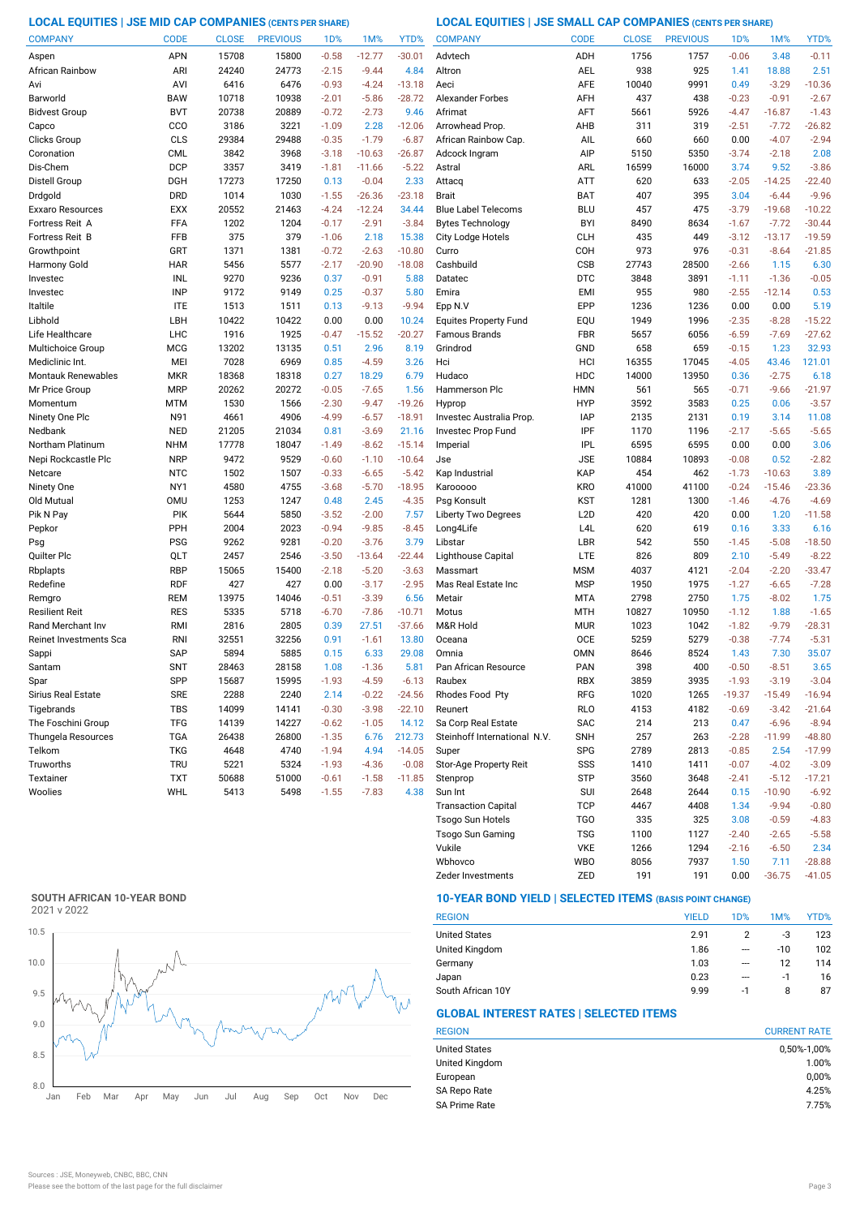## LOCAL EQUITIES | JSE MID CAP COMPANIES (CENTS PER SHARE)

| COMPANY | CODE | CLOSE | PREVIOUS | 1D% | 1M% | YTD% |
|---|---|---|---|---|---|---|
| Aspen | APN | 15708 | 15800 | -0.58 | -12.77 | -30.01 |
| African Rainbow | ARI | 24240 | 24773 | -2.15 | -9.44 | 4.84 |
| Avi | AVI | 6416 | 6476 | -0.93 | -4.24 | -13.18 |
| Barworld | BAW | 10718 | 10938 | -2.01 | -5.86 | -28.72 |
| Bidvest Group | BVT | 20738 | 20889 | -0.72 | -2.73 | 9.46 |
| Capco | CCO | 3186 | 3221 | -1.09 | 2.28 | -12.06 |
| Clicks Group | CLS | 29384 | 29488 | -0.35 | -1.79 | -6.87 |
| Coronation | CML | 3842 | 3968 | -3.18 | -10.63 | -26.87 |
| Dis-Chem | DCP | 3357 | 3419 | -1.81 | -11.66 | -5.22 |
| Distell Group | DGH | 17273 | 17250 | 0.13 | -0.04 | 2.33 |
| Drdgold | DRD | 1014 | 1030 | -1.55 | -26.36 | -23.18 |
| Exxaro Resources | EXX | 20552 | 21463 | -4.24 | -12.24 | 34.44 |
| Fortress Reit A | FFA | 1202 | 1204 | -0.17 | -2.91 | -3.84 |
| Fortress Reit B | FFB | 375 | 379 | -1.06 | 2.18 | 15.38 |
| Growthpoint | GRT | 1371 | 1381 | -0.72 | -2.63 | -10.80 |
| Harmony Gold | HAR | 5456 | 5577 | -2.17 | -20.90 | -18.08 |
| Investec | INL | 9270 | 9236 | 0.37 | -0.91 | 5.88 |
| Investec | INP | 9172 | 9149 | 0.25 | -0.37 | 5.80 |
| Italtile | ITE | 1513 | 1511 | 0.13 | -9.13 | -9.94 |
| Libhold | LBH | 10422 | 10422 | 0.00 | 0.00 | 10.24 |
| Life Healthcare | LHC | 1916 | 1925 | -0.47 | -15.52 | -20.27 |
| Multichoice Group | MCG | 13202 | 13135 | 0.51 | 2.96 | 8.19 |
| Mediclinic Int. | MEI | 7028 | 6969 | 0.85 | -4.59 | 3.26 |
| Montauk Renewables | MKR | 18368 | 18318 | 0.27 | 18.29 | 6.79 |
| Mr Price Group | MRP | 20262 | 20272 | -0.05 | -7.65 | 1.56 |
| Momentum | MTM | 1530 | 1566 | -2.30 | -9.47 | -19.26 |
| Ninety One Plc | N91 | 4661 | 4906 | -4.99 | -6.57 | -18.91 |
| Nedbank | NED | 21205 | 21034 | 0.81 | -3.69 | 21.16 |
| Northam Platinum | NHM | 17778 | 18047 | -1.49 | -8.62 | -15.14 |
| Nepi Rockcastle Plc | NRP | 9472 | 9529 | -0.60 | -1.10 | -10.64 |
| Netcare | NTC | 1502 | 1507 | -0.33 | -6.65 | -5.42 |
| Ninety One | NY1 | 4580 | 4755 | -3.68 | -5.70 | -18.95 |
| Old Mutual | OMU | 1253 | 1247 | 0.48 | 2.45 | -4.35 |
| Pik N Pay | PIK | 5644 | 5850 | -3.52 | -2.00 | 7.57 |
| Pepkor | PPH | 2004 | 2023 | -0.94 | -9.85 | -8.45 |
| Psg | PSG | 9262 | 9281 | -0.20 | -3.76 | 3.79 |
| Quilter Plc | QLT | 2457 | 2546 | -3.50 | -13.64 | -22.44 |
| Rbplapts | RBP | 15065 | 15400 | -2.18 | -5.20 | -3.63 |
| Redefine | RDF | 427 | 427 | 0.00 | -3.17 | -2.95 |
| Remgro | REM | 13975 | 14046 | -0.51 | -3.39 | 6.56 |
| Resilient Reit | RES | 5335 | 5718 | -6.70 | -7.86 | -10.71 |
| Rand Merchant Inv | RMI | 2816 | 2805 | 0.39 | 27.51 | -37.66 |
| Reinet Investments Sca | RNI | 32551 | 32256 | 0.91 | -1.61 | 13.80 |
| Sappi | SAP | 5894 | 5885 | 0.15 | 6.33 | 29.08 |
| Santam | SNT | 28463 | 28158 | 1.08 | -1.36 | 5.81 |
| Spar | SPP | 15687 | 15995 | -1.93 | -4.59 | -6.13 |
| Sirius Real Estate | SRE | 2288 | 2240 | 2.14 | -0.22 | -24.56 |
| Tigebrands | TBS | 14099 | 14141 | -0.30 | -3.98 | -22.10 |
| The Foschini Group | TFG | 14139 | 14227 | -0.62 | -1.05 | 14.12 |
| Thungela Resources | TGA | 26438 | 26800 | -1.35 | 6.76 | 212.73 |
| Telkom | TKG | 4648 | 4740 | -1.94 | 4.94 | -14.05 |
| Truworths | TRU | 5221 | 5324 | -1.93 | -4.36 | -0.08 |
| Textainer | TXT | 50688 | 51000 | -0.61 | -1.58 | -11.85 |
| Woolies | WHL | 5413 | 5498 | -1.55 | -7.83 | 4.38 |

## LOCAL EQUITIES | JSE SMALL CAP COMPANIES (CENTS PER SHARE)

| COMPANY | CODE | CLOSE | PREVIOUS | 1D% | 1M% | YTD% |
|---|---|---|---|---|---|---|
| Advtech | ADH | 1756 | 1757 | -0.06 | 3.48 | -0.11 |
| Altron | AEL | 938 | 925 | 1.41 | 18.88 | 2.51 |
| Aeci | AFE | 10040 | 9991 | 0.49 | -3.29 | -10.36 |
| Alexander Forbes | AFH | 437 | 438 | -0.23 | -0.91 | -2.67 |
| Afrimat | AFT | 5661 | 5926 | -4.47 | -16.87 | -1.43 |
| Arrowhead Prop. | AHB | 311 | 319 | -2.51 | -7.72 | -26.82 |
| African Rainbow Cap. | AIL | 660 | 660 | 0.00 | -4.07 | -2.94 |
| Adcock Ingram | AIP | 5150 | 5350 | -3.74 | -2.18 | 2.08 |
| Astral | ARL | 16599 | 16000 | 3.74 | 9.52 | -3.86 |
| Attacq | ATT | 620 | 633 | -2.05 | -14.25 | -22.40 |
| Brait | BAT | 407 | 395 | 3.04 | -6.44 | -9.96 |
| Blue Label Telecoms | BLU | 457 | 475 | -3.79 | -19.68 | -10.22 |
| Bytes Technology | BYI | 8490 | 8634 | -1.67 | -7.72 | -30.44 |
| City Lodge Hotels | CLH | 435 | 449 | -3.12 | -13.17 | -19.59 |
| Curro | COH | 973 | 976 | -0.31 | -8.64 | -21.85 |
| Cashbuild | CSB | 27743 | 28500 | -2.66 | 1.15 | 6.30 |
| Datatec | DTC | 3848 | 3891 | -1.11 | -1.36 | -0.05 |
| Emira | EMI | 955 | 980 | -2.55 | -12.14 | 0.53 |
| Epp N.V | EPP | 1236 | 1236 | 0.00 | 0.00 | 5.19 |
| Equites Property Fund | EQU | 1949 | 1996 | -2.35 | -8.28 | -15.22 |
| Famous Brands | FBR | 5657 | 6056 | -6.59 | -7.69 | -27.62 |
| Grindrod | GND | 658 | 659 | -0.15 | 1.23 | 32.93 |
| Hci | HCI | 16355 | 17045 | -4.05 | 43.46 | 121.01 |
| Hudaco | HDC | 14000 | 13950 | 0.36 | -2.75 | 6.18 |
| Hammerson Plc | HMN | 561 | 565 | -0.71 | -9.66 | -21.97 |
| Hyprop | HYP | 3592 | 3583 | 0.25 | 0.06 | -3.57 |
| Investec Australia Prop. | IAP | 2135 | 2131 | 0.19 | 3.14 | 11.08 |
| Investec Prop Fund | IPF | 1170 | 1196 | -2.17 | -5.65 | -5.65 |
| Imperial | IPL | 6595 | 6595 | 0.00 | 0.00 | 3.06 |
| Jse | JSE | 10884 | 10893 | -0.08 | 0.52 | -2.82 |
| Kap Industrial | KAP | 454 | 462 | -1.73 | -10.63 | 3.89 |
| Karooooo | KRO | 41000 | 41100 | -0.24 | -15.46 | -23.36 |
| Psg Konsult | KST | 1281 | 1300 | -1.46 | -4.76 | -4.69 |
| Liberty Two Degrees | L2D | 420 | 420 | 0.00 | 1.20 | -11.58 |
| Long4Life | L4L | 620 | 619 | 0.16 | 3.33 | 6.16 |
| Libstar | LBR | 542 | 550 | -1.45 | -5.08 | -18.50 |
| Lighthouse Capital | LTE | 826 | 809 | 2.10 | -5.49 | -8.22 |
| Massmart | MSM | 4037 | 4121 | -2.04 | -2.20 | -33.47 |
| Mas Real Estate Inc | MSP | 1950 | 1975 | -1.27 | -6.65 | -7.28 |
| Metair | MTA | 2798 | 2750 | 1.75 | -8.02 | 1.75 |
| Motus | MTH | 10827 | 10950 | -1.12 | 1.88 | -1.65 |
| M&R Hold | MUR | 1023 | 1042 | -1.82 | -9.79 | -28.31 |
| Oceana | OCE | 5259 | 5279 | -0.38 | -7.74 | -5.31 |
| Omnia | OMN | 8646 | 8524 | 1.43 | 7.30 | 35.07 |
| Pan African Resource | PAN | 398 | 400 | -0.50 | -8.51 | 3.65 |
| Raubex | RBX | 3859 | 3935 | -1.93 | -3.19 | -3.04 |
| Rhodes Food Pty | RFG | 1020 | 1265 | -19.37 | -15.49 | -16.94 |
| Reunert | RLO | 4153 | 4182 | -0.69 | -3.42 | -21.64 |
| Sa Corp Real Estate | SAC | 214 | 213 | 0.47 | -6.96 | -8.94 |
| Steinhoff International N.V. | SNH | 257 | 263 | -2.28 | -11.99 | -48.80 |
| Super | SPG | 2789 | 2813 | -0.85 | 2.54 | -17.99 |
| Stor-Age Property Reit | SSS | 1410 | 1411 | -0.07 | -4.02 | -3.09 |
| Stenprop | STP | 3560 | 3648 | -2.41 | -5.12 | -17.21 |
| Sun Int | SUI | 2648 | 2644 | 0.15 | -10.90 | -6.92 |
| Transaction Capital | TCP | 4467 | 4408 | 1.34 | -9.94 | -0.80 |
| Tsogo Sun Hotels | TGO | 335 | 325 | 3.08 | -0.59 | -4.83 |
| Tsogo Sun Gaming | TSG | 1100 | 1127 | -2.40 | -2.65 | -5.58 |
| Vukile | VKE | 1266 | 1294 | -2.16 | -6.50 | 2.34 |
| Wbhovco | WBO | 8056 | 7937 | 1.50 | 7.11 | -28.88 |
| Zeder Investments | ZED | 191 | 191 | 0.00 | -36.75 | -41.05 |

### SOUTH AFRICAN 10-YEAR BOND

2021 v 2022

## 10-YEAR BOND YIELD | SELECTED ITEMS (BASIS POINT CHANGE)

| REGION | YIELD | 1D% | 1M% | YTD% |
|---|---|---|---|---|
| United States | 2.91 | 2 | -3 | 123 |
| United Kingdom | 1.86 | --- | -10 | 102 |
| Germany | 1.03 | --- | 12 | 114 |
| Japan | 0.23 | --- | -1 | 16 |
| South African 10Y | 9.99 | -1 | 8 | 87 |

## GLOBAL INTEREST RATES | SELECTED ITEMS

| REGION | CURRENT RATE |
|---|---|
| United States | 0,50%-1,00% |
| United Kingdom | 1.00% |
| European | 0,00% |
| SA Repo Rate | 4.25% |
| SA Prime Rate | 7.75% |

Sources : JSE, Moneyweb, CNBC, BBC, CNN

Please see the bottom of the last page for the full disclaimer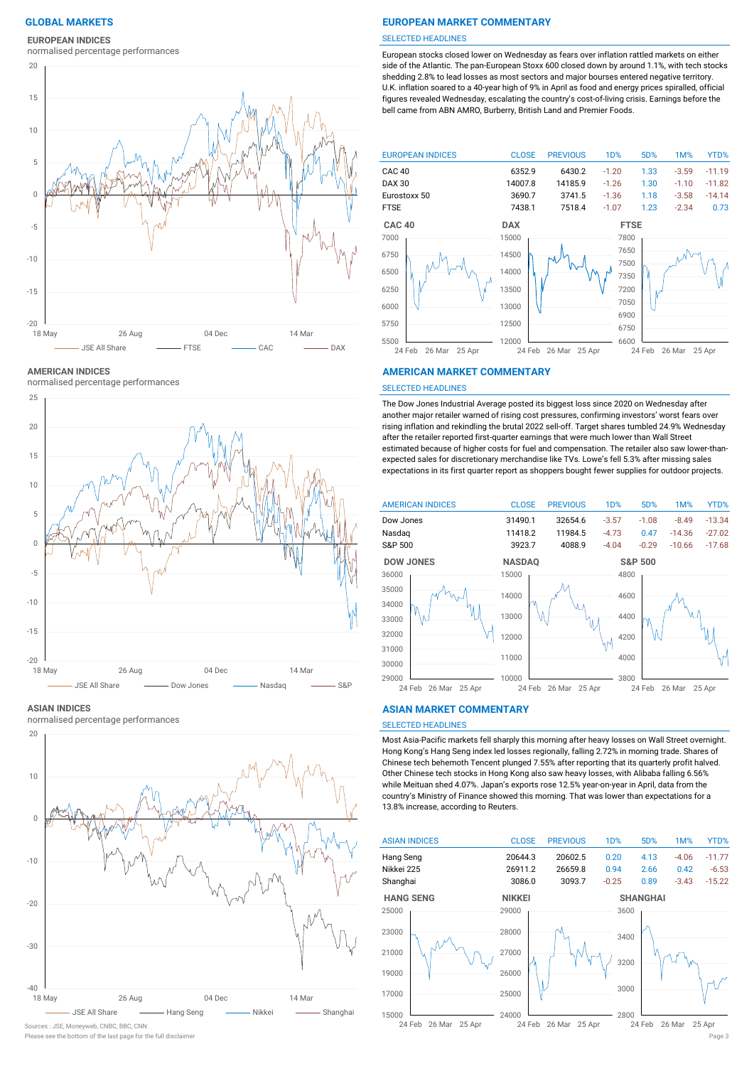## GLOBAL MARKETS

### EUROPEAN INDICES

normalised percentage performances

## EUROPEAN MARKET COMMENTARY

SELECTED HEADLINES

European stocks closed lower on Wednesday as fears over inflation rattled markets on either side of the Atlantic. The pan-European Stoxx 600 closed down by around 1.1%, with tech stocks shedding 2.8% to lead losses as most sectors and major bourses entered negative territory. U.K. inflation soared to a 40-year high of 9% in April as food and energy prices spiralled, official figures revealed Wednesday, escalating the country's cost-of-living crisis. Earnings before the bell came from ABN AMRO, Burberry, British Land and Premier Foods.

| EUROPEAN INDICES | CLOSE | PREVIOUS | 1D% | 5D% | 1M% | YTD% |
|---|---|---|---|---|---|---|
| CAC 40 | 6352.9 | 6430.2 | -1.20 | 1.33 | -3.59 | -11.19 |
| DAX 30 | 14007.8 | 14185.9 | -1.26 | 1.30 | -1.10 | -11.82 |
| Eurostoxx 50 | 3690.7 | 3741.5 | -1.36 | 1.18 | -3.58 | -14.14 |
| FTSE | 7438.1 | 7518.4 | -1.07 | 1.23 | -2.34 | 0.73 |

### AMERICAN INDICES

normalised percentage performances

## AMERICAN MARKET COMMENTARY

SELECTED HEADLINES

The Dow Jones Industrial Average posted its biggest loss since 2020 on Wednesday after another major retailer warned of rising cost pressures, confirming investors' worst fears over rising inflation and rekindling the brutal 2022 sell-off. Target shares tumbled 24.9% Wednesday after the retailer reported first-quarter earnings that were much lower than Wall Street estimated because of higher costs for fuel and compensation. The retailer also saw lower-than-expected sales for discretionary merchandise like TVs. Lowe's fell 5.3% after missing sales expectations in its first quarter report as shoppers bought fewer supplies for outdoor projects.

| AMERICAN INDICES | CLOSE | PREVIOUS | 1D% | 5D% | 1M% | YTD% |
|---|---|---|---|---|---|---|
| Dow Jones | 31490.1 | 32654.6 | -3.57 | -1.08 | -8.49 | -13.34 |
| Nasdaq | 11418.2 | 11984.5 | -4.73 | 0.47 | -14.36 | -27.02 |
| S&P 500 | 3923.7 | 4088.9 | -4.04 | -0.29 | -10.66 | -17.68 |

### ASIAN INDICES

normalised percentage performances

## ASIAN MARKET COMMENTARY

SELECTED HEADLINES

Most Asia-Pacific markets fell sharply this morning after heavy losses on Wall Street overnight. Hong Kong's Hang Seng index led losses regionally, falling 2.72% in morning trade. Shares of Chinese tech behemoth Tencent plunged 7.55% after reporting that its quarterly profit halved. Other Chinese tech stocks in Hong Kong also saw heavy losses, with Alibaba falling 6.56% while Meituan shed 4.07%. Japan's exports rose 12.5% year-on-year in April, data from the country's Ministry of Finance showed this morning. That was lower than expectations for a 13.8% increase, according to Reuters.

| ASIAN INDICES | CLOSE | PREVIOUS | 1D% | 5D% | 1M% | YTD% |
|---|---|---|---|---|---|---|
| Hang Seng | 20644.3 | 20602.5 | 0.20 | 4.13 | -4.06 | -11.77 |
| Nikkei 225 | 26911.2 | 26659.8 | 0.94 | 2.66 | 0.42 | -6.53 |
| Shanghai | 3086.0 | 3093.7 | -0.25 | 0.89 | -3.43 | -15.22 |

Sources : JSE, Moneyweb, CNBC, BBC, CNN

Please see the bottom of the last page for the full disclaimer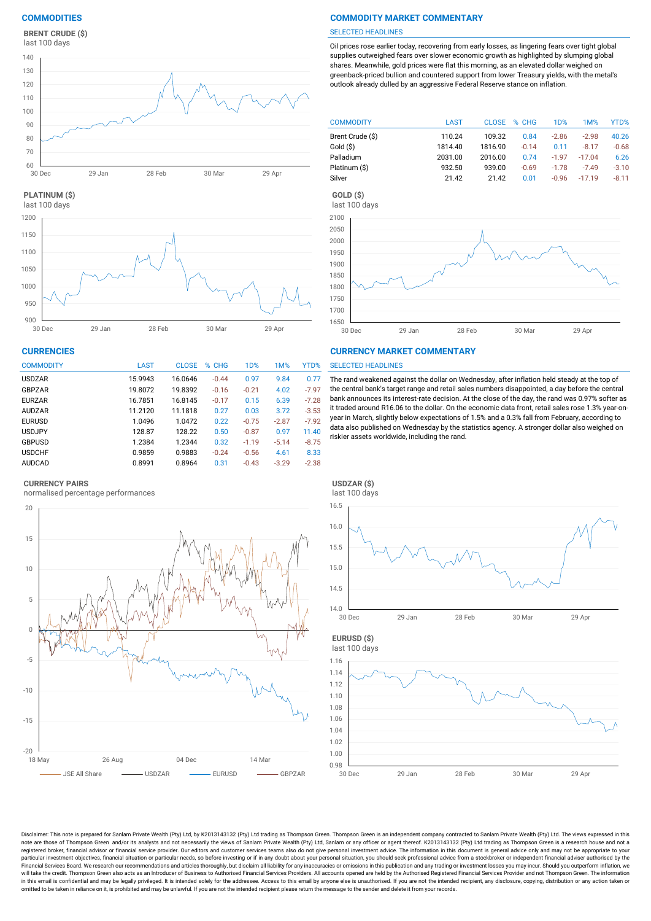## COMMODITIES

**BRENT CRUDE ($)**
last 100 days

140
130
120
110
100
90
80
70
60
30 Dec
29 Jan
28 Feb
30 Mar
29 Apr

**PLATINUM ($)**
last 100 days

1200
1150
1100
1050
1000
950
900
30 Dec
29 Jan
28 Feb
30 Mar
29 Apr

## COMMODITY MARKET COMMENTARY

SELECTED HEADLINES

Oil prices rose earlier today, recovering from early losses, as lingering fears over tight global supplies outweighed fears over slower economic growth as highlighted by slumping global shares. Meanwhile, gold prices were flat this morning, as an elevated dollar weighed on greenback-priced bullion and countered support from lower Treasury yields, with the metal's outlook already dulled by an aggressive Federal Reserve stance on inflation.

| COMMODITY | LAST | CLOSE | % CHG | 1D% | 1M% | YTD% |
|---|---|---|---|---|---|---|
| Brent Crude ($) | 110.24 | 109.32 | 0.84 | -2.86 | -2.98 | 40.26 |
| Gold ($) | 1814.40 | 1816.90 | -0.14 | 0.11 | -8.17 | -0.68 |
| Palladium | 2031.00 | 2016.00 | 0.74 | -1.97 | -17.04 | 6.26 |
| Platinum ($) | 932.50 | 939.00 | -0.69 | -1.78 | -7.49 | -3.10 |
| Silver | 21.42 | 21.42 | 0.01 | -0.96 | -17.19 | -8.11 |

**GOLD ($)**
last 100 days

2100
2050
2000
1950
1900
1850
1800
1750
1700
1650
30 Dec
29 Jan
28 Feb
30 Mar
29 Apr

## CURRENCIES

| COMMODITY | LAST | CLOSE | % CHG | 1D% | 1M% | YTD% |
|---|---|---|---|---|---|---|
| USDZAR | 15.9943 | 16.0646 | -0.44 | 0.97 | 9.84 | 0.77 |
| GBPZAR | 19.8072 | 19.8392 | -0.16 | -0.21 | 4.02 | -7.97 |
| EURZAR | 16.7851 | 16.8145 | -0.17 | 0.15 | 6.39 | -7.28 |
| AUDZAR | 11.2120 | 11.1818 | 0.27 | 0.03 | 3.72 | -3.53 |
| EURUSD | 1.0496 | 1.0472 | 0.22 | -0.75 | -2.87 | -7.92 |
| USDJPY | 128.87 | 128.22 | 0.50 | -0.87 | 0.97 | 11.40 |
| GBPUSD | 1.2384 | 1.2344 | 0.32 | -1.19 | -5.14 | -8.75 |
| USDCHF | 0.9859 | 0.9883 | -0.24 | -0.56 | 4.61 | 8.33 |
| AUDCAD | 0.8991 | 0.8964 | 0.31 | -0.43 | -3.29 | -2.38 |

## CURRENCY MARKET COMMENTARY

SELECTED HEADLINES

The rand weakened against the dollar on Wednesday, after inflation held steady at the top of the central bank's target range and retail sales numbers disappointed, a day before the central bank announces its interest-rate decision. At the close of the day, the rand was 0.97% softer as it traded around R16.06 to the dollar. On the economic data front, retail sales rose 1.3% year-on-year in March, slightly below expectations of 1.5% and a 0.3% fall from February, according to data also published on Wednesday by the statistics agency. A stronger dollar also weighed on riskier assets worldwide, including the rand.

**CURRENCY PAIRS**
normalised percentage performances

20
15
10
5
0
-5
-10
-15
-20
18 May
26 Aug
04 Dec
14 Mar

JSE All Share
USDZAR
EURUSD
GBPZAR

**USDZAR ($)**
last 100 days

16.5
16.0
15.5
15.0
14.5
14.0
30 Dec
29 Jan
28 Feb
30 Mar
29 Apr

**EURUSD ($)**
last 100 days

1.16
1.14
1.12
1.10
1.08
1.06
1.04
1.02
1.00
0.98
30 Dec
29 Jan
28 Feb
30 Mar
29 Apr

Disclaimer: This note is prepared for Sanlam Private Wealth (Pty) Ltd, by K2013143132 (Pty) Ltd trading as Thompson Green. Thompson Green is an independent company contracted to Sanlam Private Wealth (Pty) Ltd. The views expressed in this note are those of Thompson Green and its analysts and not necessarily the views of Sanlam Private Wealth (Pty) Ltd, Sanlam or any officer or agent thereof. K2013143132 (Pty) Ltd trading as Thompson Green is a research house and not a registered broker, financial advisor or financial service provider. Our editors and customer services teams also do not give personal investment advice. The information in this document is general advice only and may not be appropriate to your particular investment objectives, financial situation or financial needs, so before investing or if in any doubt about your personal situation, you should seek professional advice from a stockbroker or independent financial adviser authorised by the Financial Services Board. We research our recommendations and articles thoroughly, but disclaim all liability for any inaccuracies or omissions in this publication and any trading or investment losses you may incur. Should you outperform inflation, we will take the credit. Thompson Green also acts as an Introducer of Business to Authorised Financial Services Providers. All accounts opened are held by the Authorised Registered Financial Services Provider and not Thompson Green. The information in this email is confidential and may be legally privileged. It is intended solely for the addressee. Access to this email by anyone else is unauthorised. If you are not the intended recipient, any disclosure, copying, distribution or any action taken or omitted to be taken in reliance on it, is prohibited and may be unlawful. If you are not the intended recipient please return the message to the sender and delete it from your records.